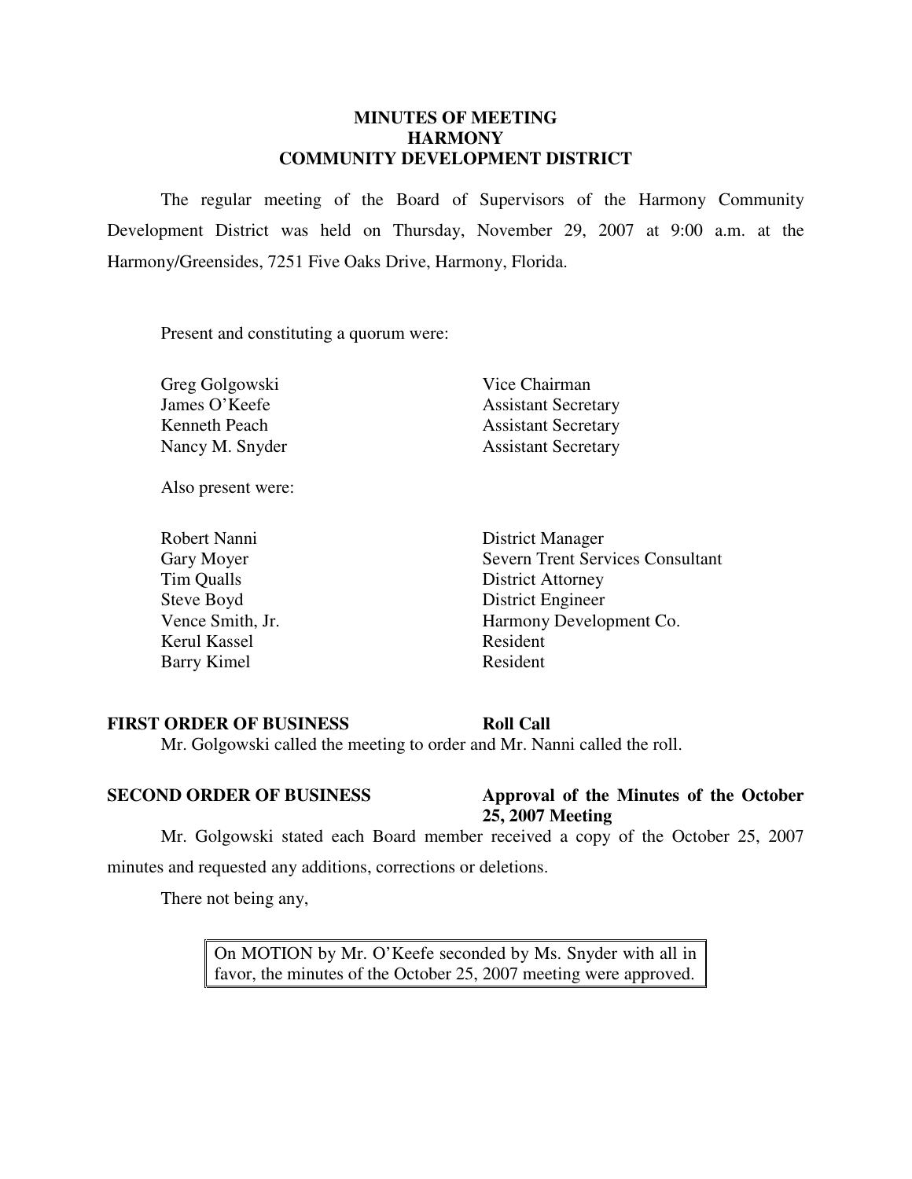# MINUTES OF MEETING
# HARMONY
# COMMUNITY DEVELOPMENT DISTRICT

The regular meeting of the Board of Supervisors of the Harmony Community Development District was held on Thursday, November 29, 2007 at 9:00 a.m. at the Harmony/Greensides, 7251 Five Oaks Drive, Harmony, Florida.

Present and constituting a quorum were:

| | |
|---|---|
| Greg Golgowski | Vice Chairman |
| James O'Keefe | Assistant Secretary |
| Kenneth Peach | Assistant Secretary |
| Nancy M. Snyder | Assistant Secretary |

Also present were:

| | |
|---|---|
| Robert Nanni | District Manager |
| Gary Moyer | Severn Trent Services Consultant |
| Tim Qualls | District Attorney |
| Steve Boyd | District Engineer |
| Vence Smith, Jr. | Harmony Development Co. |
| Kerul Kassel | Resident |
| Barry Kimel | Resident |

**FIRST ORDER OF BUSINESS** **Roll Call**

Mr. Golgowski called the meeting to order and Mr. Nanni called the roll.

**SECOND ORDER OF BUSINESS** **Approval of the Minutes of the October 25, 2007 Meeting**

Mr. Golgowski stated each Board member received a copy of the October 25, 2007 minutes and requested any additions, corrections or deletions.

There not being any,

> On MOTION by Mr. O'Keefe seconded by Ms. Snyder with all in favor, the minutes of the October 25, 2007 meeting were approved.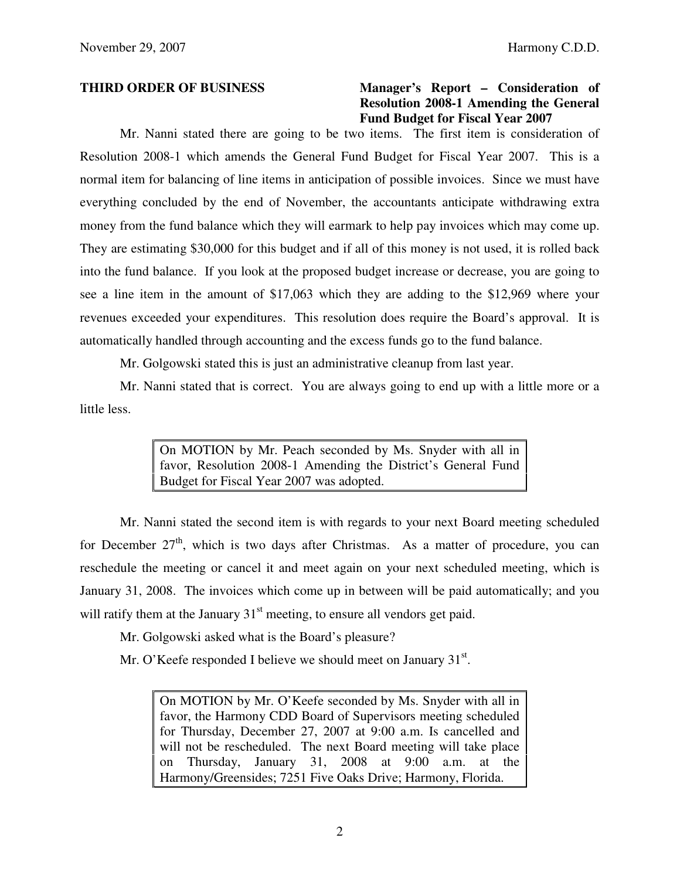**THIRD ORDER OF BUSINESS** **Manager's Report – Consideration of Resolution 2008-1 Amending the General Fund Budget for Fiscal Year 2007**

Mr. Nanni stated there are going to be two items. The first item is consideration of Resolution 2008-1 which amends the General Fund Budget for Fiscal Year 2007. This is a normal item for balancing of line items in anticipation of possible invoices. Since we must have everything concluded by the end of November, the accountants anticipate withdrawing extra money from the fund balance which they will earmark to help pay invoices which may come up. They are estimating $30,000 for this budget and if all of this money is not used, it is rolled back into the fund balance. If you look at the proposed budget increase or decrease, you are going to see a line item in the amount of $17,063 which they are adding to the $12,969 where your revenues exceeded your expenditures. This resolution does require the Board's approval. It is automatically handled through accounting and the excess funds go to the fund balance.

Mr. Golgowski stated this is just an administrative cleanup from last year.

Mr. Nanni stated that is correct. You are always going to end up with a little more or a little less.

> On MOTION by Mr. Peach seconded by Ms. Snyder with all in favor, Resolution 2008-1 Amending the District's General Fund Budget for Fiscal Year 2007 was adopted.

Mr. Nanni stated the second item is with regards to your next Board meeting scheduled for December 27th, which is two days after Christmas. As a matter of procedure, you can reschedule the meeting or cancel it and meet again on your next scheduled meeting, which is January 31, 2008. The invoices which come up in between will be paid automatically; and you will ratify them at the January 31st meeting, to ensure all vendors get paid.

Mr. Golgowski asked what is the Board's pleasure?

Mr. O'Keefe responded I believe we should meet on January 31st.

> On MOTION by Mr. O'Keefe seconded by Ms. Snyder with all in favor, the Harmony CDD Board of Supervisors meeting scheduled for Thursday, December 27, 2007 at 9:00 a.m. Is cancelled and will not be rescheduled. The next Board meeting will take place on Thursday, January 31, 2008 at 9:00 a.m. at the Harmony/Greensides; 7251 Five Oaks Drive; Harmony, Florida.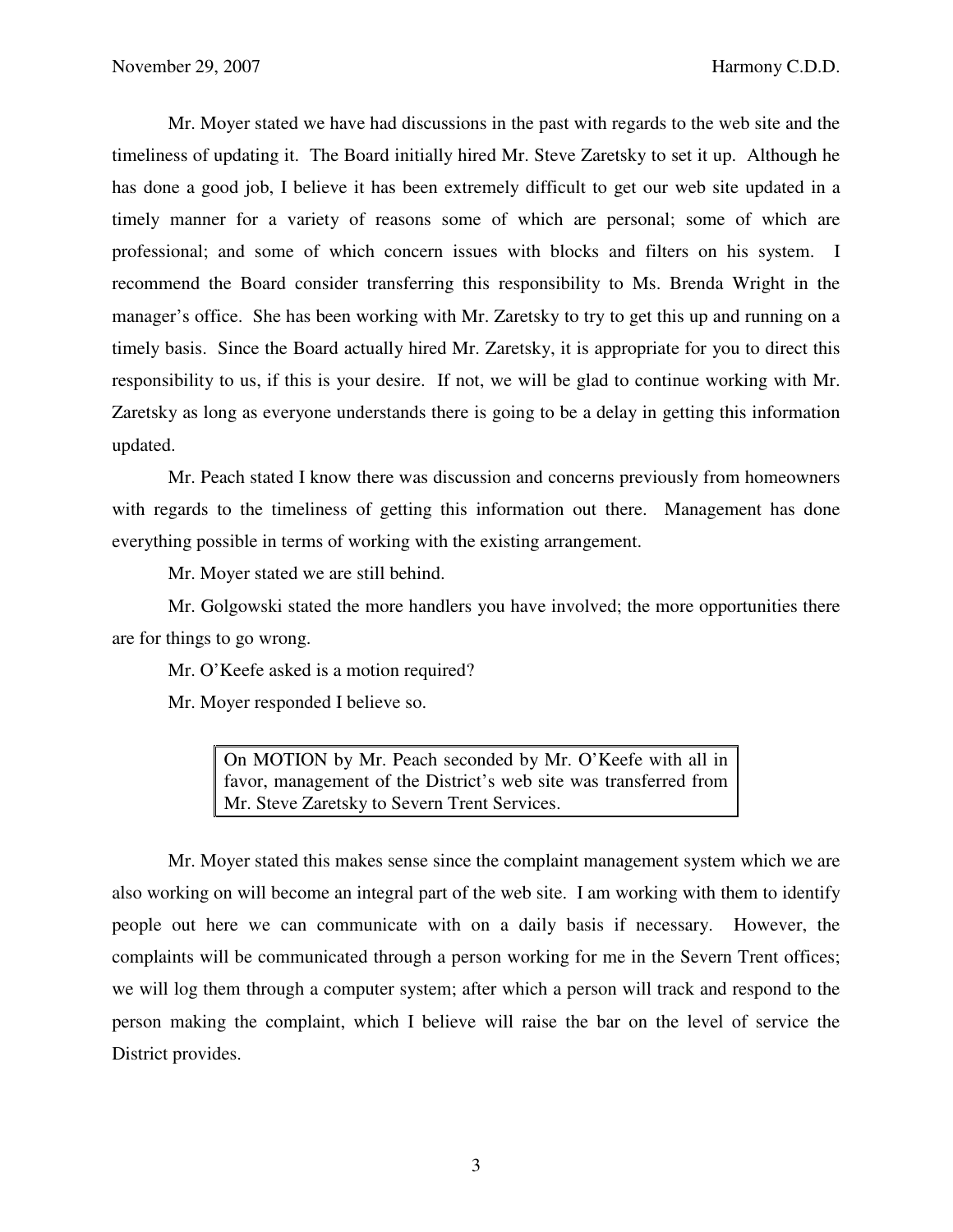Mr. Moyer stated we have had discussions in the past with regards to the web site and the timeliness of updating it. The Board initially hired Mr. Steve Zaretsky to set it up. Although he has done a good job, I believe it has been extremely difficult to get our web site updated in a timely manner for a variety of reasons some of which are personal; some of which are professional; and some of which concern issues with blocks and filters on his system. I recommend the Board consider transferring this responsibility to Ms. Brenda Wright in the manager's office. She has been working with Mr. Zaretsky to try to get this up and running on a timely basis. Since the Board actually hired Mr. Zaretsky, it is appropriate for you to direct this responsibility to us, if this is your desire. If not, we will be glad to continue working with Mr. Zaretsky as long as everyone understands there is going to be a delay in getting this information updated.

Mr. Peach stated I know there was discussion and concerns previously from homeowners with regards to the timeliness of getting this information out there. Management has done everything possible in terms of working with the existing arrangement.

Mr. Moyer stated we are still behind.

Mr. Golgowski stated the more handlers you have involved; the more opportunities there are for things to go wrong.

Mr. O'Keefe asked is a motion required?

Mr. Moyer responded I believe so.

> On MOTION by Mr. Peach seconded by Mr. O'Keefe with all in favor, management of the District's web site was transferred from Mr. Steve Zaretsky to Severn Trent Services.

Mr. Moyer stated this makes sense since the complaint management system which we are also working on will become an integral part of the web site. I am working with them to identify people out here we can communicate with on a daily basis if necessary. However, the complaints will be communicated through a person working for me in the Severn Trent offices; we will log them through a computer system; after which a person will track and respond to the person making the complaint, which I believe will raise the bar on the level of service the District provides.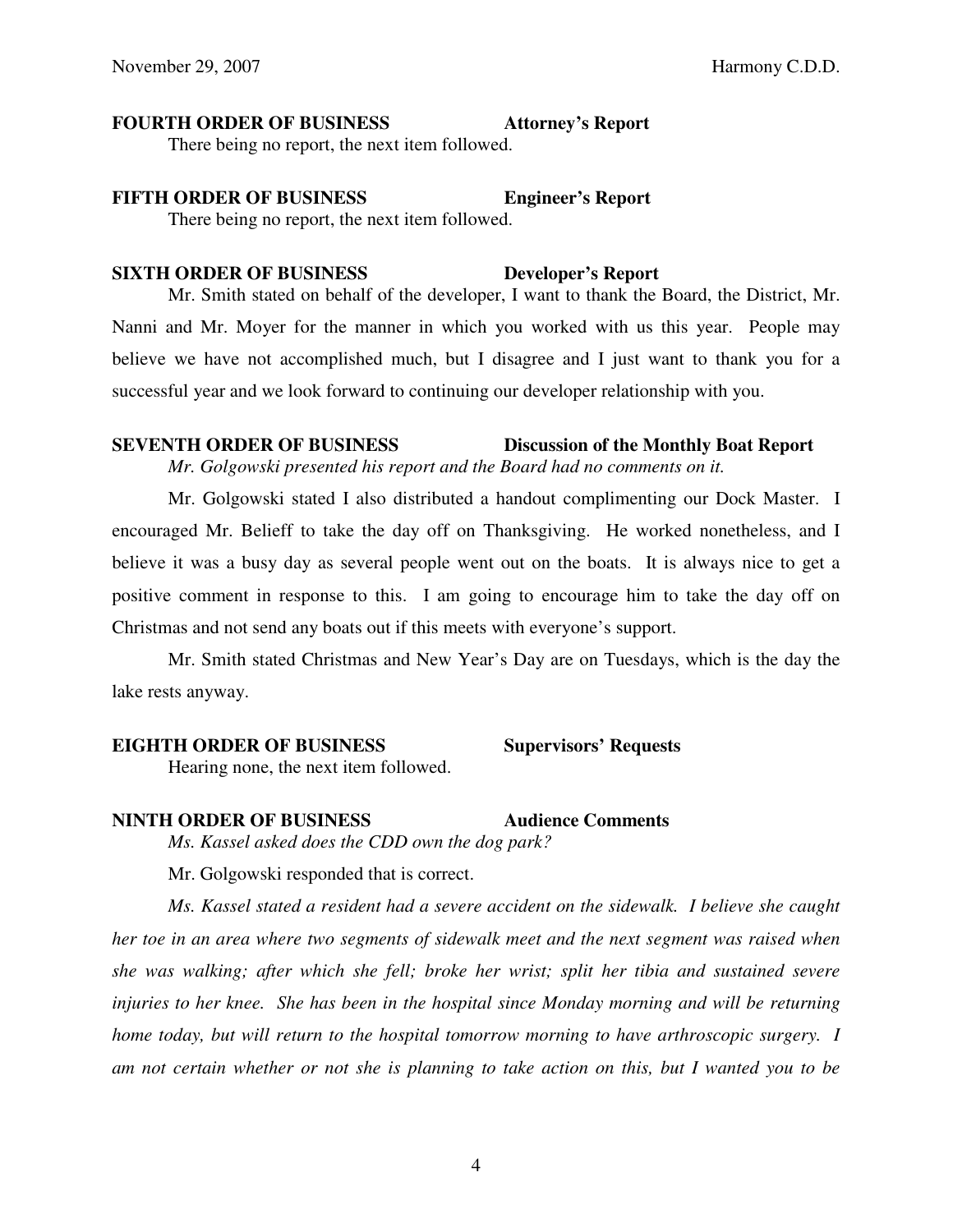**FOURTH ORDER OF BUSINESS** **Attorney's Report**

There being no report, the next item followed.

**FIFTH ORDER OF BUSINESS** **Engineer's Report**

There being no report, the next item followed.

**SIXTH ORDER OF BUSINESS** **Developer's Report**

Mr. Smith stated on behalf of the developer, I want to thank the Board, the District, Mr. Nanni and Mr. Moyer for the manner in which you worked with us this year. People may believe we have not accomplished much, but I disagree and I just want to thank you for a successful year and we look forward to continuing our developer relationship with you.

**SEVENTH ORDER OF BUSINESS** **Discussion of the Monthly Boat Report**

*Mr. Golgowski presented his report and the Board had no comments on it.*

Mr. Golgowski stated I also distributed a handout complimenting our Dock Master. I encouraged Mr. Belieff to take the day off on Thanksgiving. He worked nonetheless, and I believe it was a busy day as several people went out on the boats. It is always nice to get a positive comment in response to this. I am going to encourage him to take the day off on Christmas and not send any boats out if this meets with everyone's support.

Mr. Smith stated Christmas and New Year's Day are on Tuesdays, which is the day the lake rests anyway.

**EIGHTH ORDER OF BUSINESS** **Supervisors' Requests**

Hearing none, the next item followed.

**NINTH ORDER OF BUSINESS** **Audience Comments**

*Ms. Kassel asked does the CDD own the dog park?*

Mr. Golgowski responded that is correct.

*Ms. Kassel stated a resident had a severe accident on the sidewalk. I believe she caught her toe in an area where two segments of sidewalk meet and the next segment was raised when she was walking; after which she fell; broke her wrist; split her tibia and sustained severe injuries to her knee. She has been in the hospital since Monday morning and will be returning home today, but will return to the hospital tomorrow morning to have arthroscopic surgery. I am not certain whether or not she is planning to take action on this, but I wanted you to be*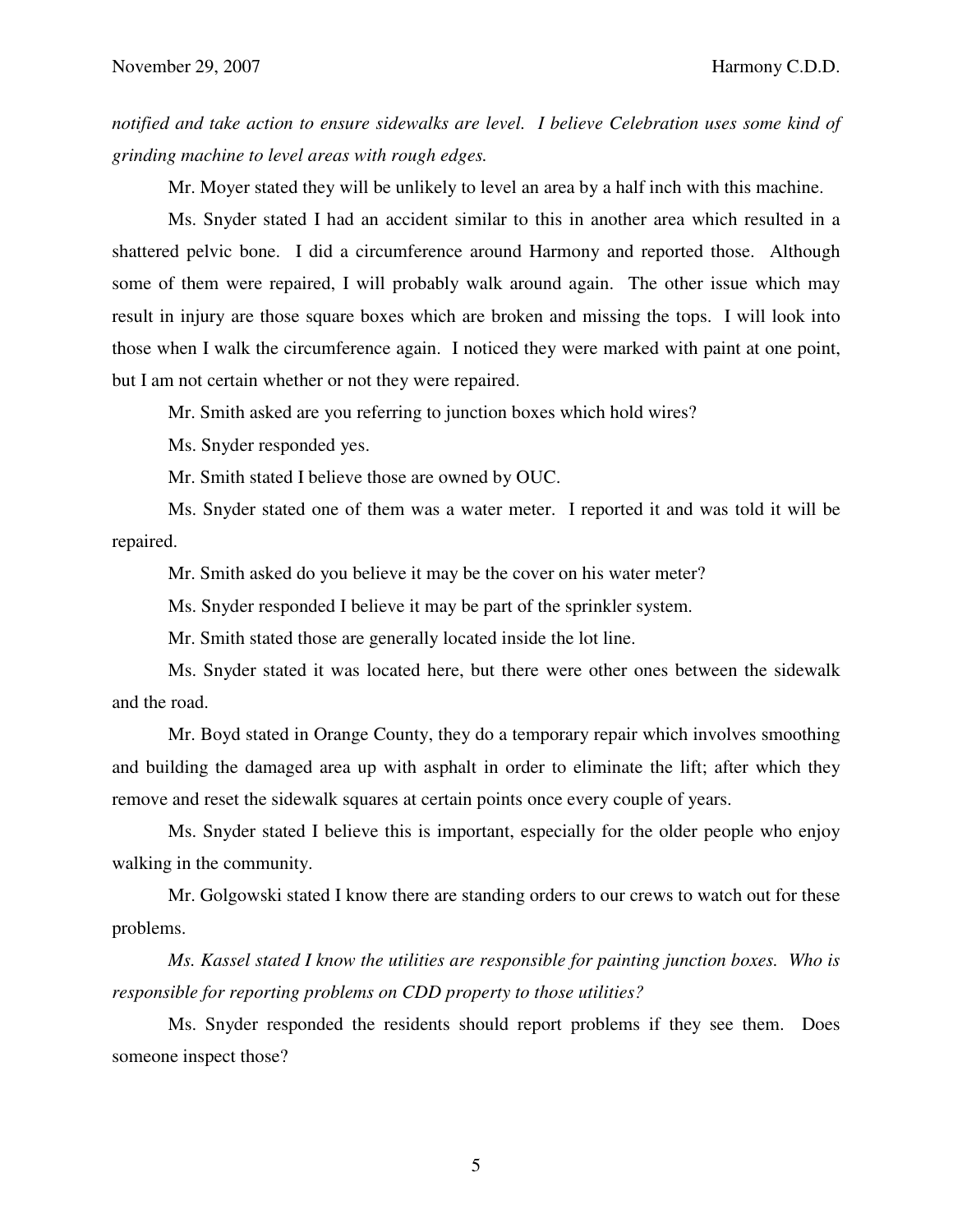*notified and take action to ensure sidewalks are level. I believe Celebration uses some kind of grinding machine to level areas with rough edges.*

Mr. Moyer stated they will be unlikely to level an area by a half inch with this machine.

Ms. Snyder stated I had an accident similar to this in another area which resulted in a shattered pelvic bone. I did a circumference around Harmony and reported those. Although some of them were repaired, I will probably walk around again. The other issue which may result in injury are those square boxes which are broken and missing the tops. I will look into those when I walk the circumference again. I noticed they were marked with paint at one point, but I am not certain whether or not they were repaired.

Mr. Smith asked are you referring to junction boxes which hold wires?

Ms. Snyder responded yes.

Mr. Smith stated I believe those are owned by OUC.

Ms. Snyder stated one of them was a water meter. I reported it and was told it will be repaired.

Mr. Smith asked do you believe it may be the cover on his water meter?

Ms. Snyder responded I believe it may be part of the sprinkler system.

Mr. Smith stated those are generally located inside the lot line.

Ms. Snyder stated it was located here, but there were other ones between the sidewalk and the road.

Mr. Boyd stated in Orange County, they do a temporary repair which involves smoothing and building the damaged area up with asphalt in order to eliminate the lift; after which they remove and reset the sidewalk squares at certain points once every couple of years.

Ms. Snyder stated I believe this is important, especially for the older people who enjoy walking in the community.

Mr. Golgowski stated I know there are standing orders to our crews to watch out for these problems.

*Ms. Kassel stated I know the utilities are responsible for painting junction boxes. Who is responsible for reporting problems on CDD property to those utilities?*

Ms. Snyder responded the residents should report problems if they see them. Does someone inspect those?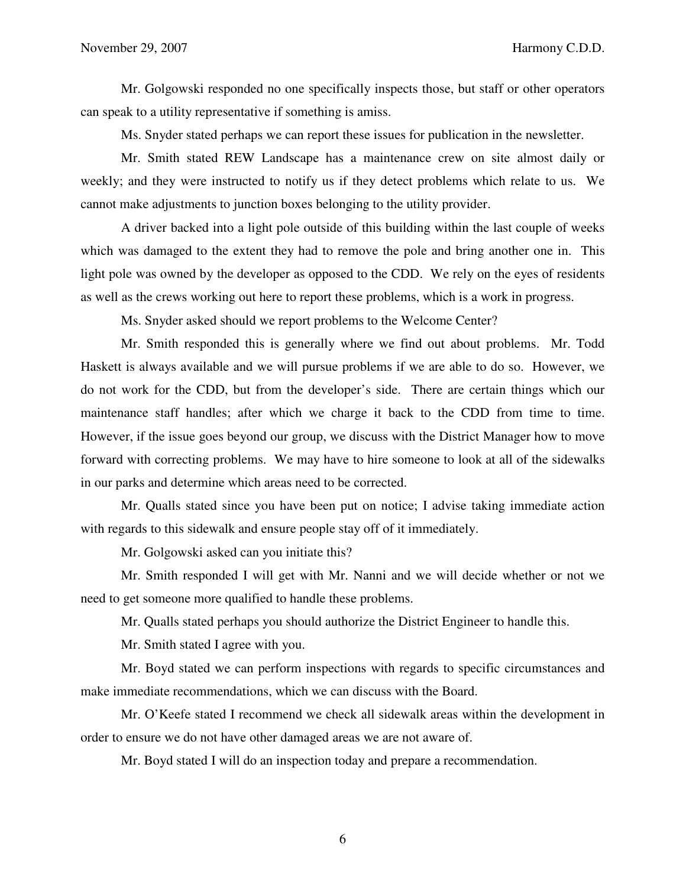Mr. Golgowski responded no one specifically inspects those, but staff or other operators can speak to a utility representative if something is amiss.

Ms. Snyder stated perhaps we can report these issues for publication in the newsletter.

Mr. Smith stated REW Landscape has a maintenance crew on site almost daily or weekly; and they were instructed to notify us if they detect problems which relate to us. We cannot make adjustments to junction boxes belonging to the utility provider.

A driver backed into a light pole outside of this building within the last couple of weeks which was damaged to the extent they had to remove the pole and bring another one in. This light pole was owned by the developer as opposed to the CDD. We rely on the eyes of residents as well as the crews working out here to report these problems, which is a work in progress.

Ms. Snyder asked should we report problems to the Welcome Center?

Mr. Smith responded this is generally where we find out about problems. Mr. Todd Haskett is always available and we will pursue problems if we are able to do so. However, we do not work for the CDD, but from the developer's side. There are certain things which our maintenance staff handles; after which we charge it back to the CDD from time to time. However, if the issue goes beyond our group, we discuss with the District Manager how to move forward with correcting problems. We may have to hire someone to look at all of the sidewalks in our parks and determine which areas need to be corrected.

Mr. Qualls stated since you have been put on notice; I advise taking immediate action with regards to this sidewalk and ensure people stay off of it immediately.

Mr. Golgowski asked can you initiate this?

Mr. Smith responded I will get with Mr. Nanni and we will decide whether or not we need to get someone more qualified to handle these problems.

Mr. Qualls stated perhaps you should authorize the District Engineer to handle this.

Mr. Smith stated I agree with you.

Mr. Boyd stated we can perform inspections with regards to specific circumstances and make immediate recommendations, which we can discuss with the Board.

Mr. O'Keefe stated I recommend we check all sidewalk areas within the development in order to ensure we do not have other damaged areas we are not aware of.

Mr. Boyd stated I will do an inspection today and prepare a recommendation.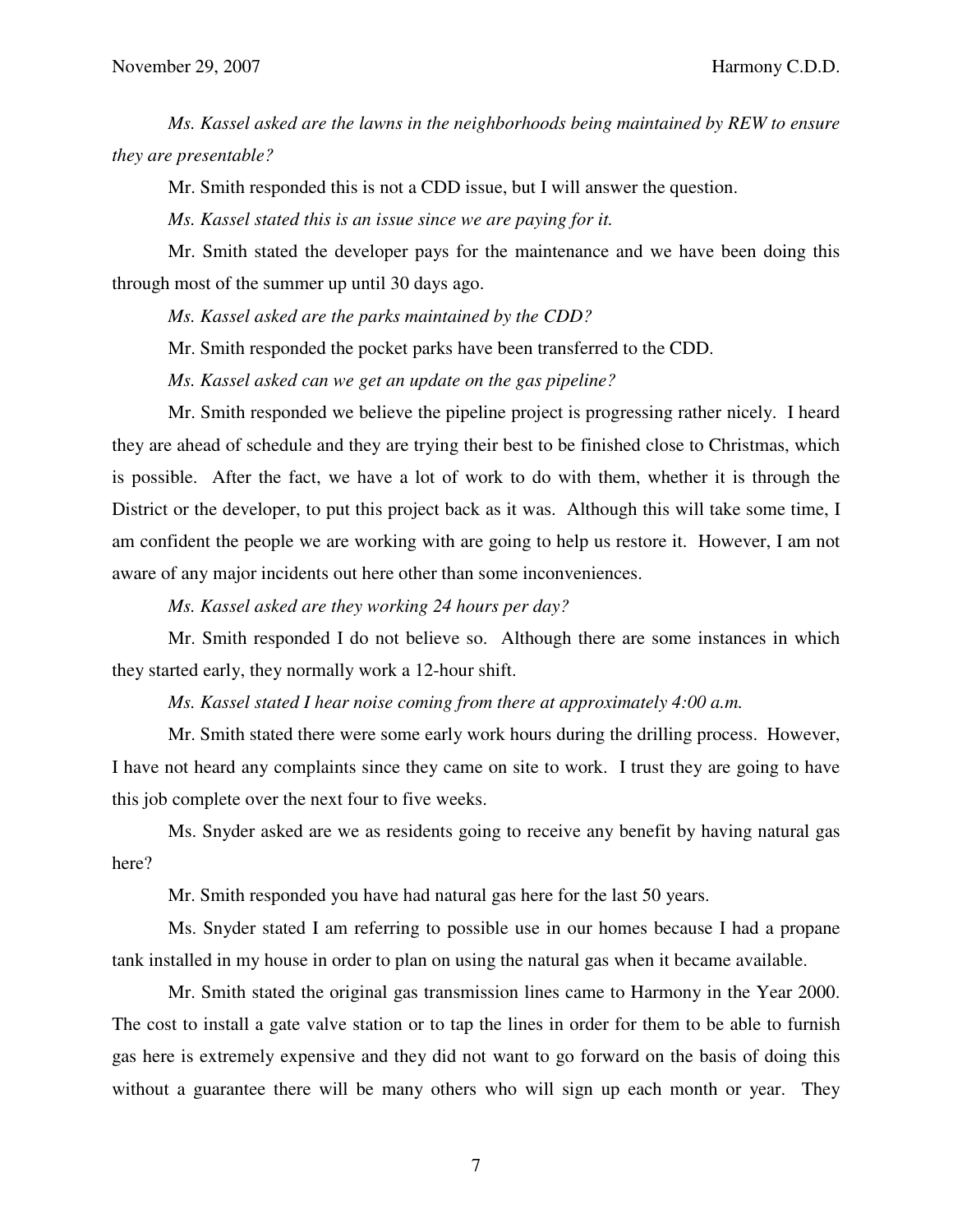*Ms. Kassel asked are the lawns in the neighborhoods being maintained by REW to ensure they are presentable?*

Mr. Smith responded this is not a CDD issue, but I will answer the question.

*Ms. Kassel stated this is an issue since we are paying for it.*

Mr. Smith stated the developer pays for the maintenance and we have been doing this through most of the summer up until 30 days ago.

*Ms. Kassel asked are the parks maintained by the CDD?*

Mr. Smith responded the pocket parks have been transferred to the CDD.

*Ms. Kassel asked can we get an update on the gas pipeline?*

Mr. Smith responded we believe the pipeline project is progressing rather nicely. I heard they are ahead of schedule and they are trying their best to be finished close to Christmas, which is possible. After the fact, we have a lot of work to do with them, whether it is through the District or the developer, to put this project back as it was. Although this will take some time, I am confident the people we are working with are going to help us restore it. However, I am not aware of any major incidents out here other than some inconveniences.

*Ms. Kassel asked are they working 24 hours per day?*

Mr. Smith responded I do not believe so. Although there are some instances in which they started early, they normally work a 12-hour shift.

*Ms. Kassel stated I hear noise coming from there at approximately 4:00 a.m.*

Mr. Smith stated there were some early work hours during the drilling process. However, I have not heard any complaints since they came on site to work. I trust they are going to have this job complete over the next four to five weeks.

Ms. Snyder asked are we as residents going to receive any benefit by having natural gas here?

Mr. Smith responded you have had natural gas here for the last 50 years.

Ms. Snyder stated I am referring to possible use in our homes because I had a propane tank installed in my house in order to plan on using the natural gas when it became available.

Mr. Smith stated the original gas transmission lines came to Harmony in the Year 2000. The cost to install a gate valve station or to tap the lines in order for them to be able to furnish gas here is extremely expensive and they did not want to go forward on the basis of doing this without a guarantee there will be many others who will sign up each month or year. They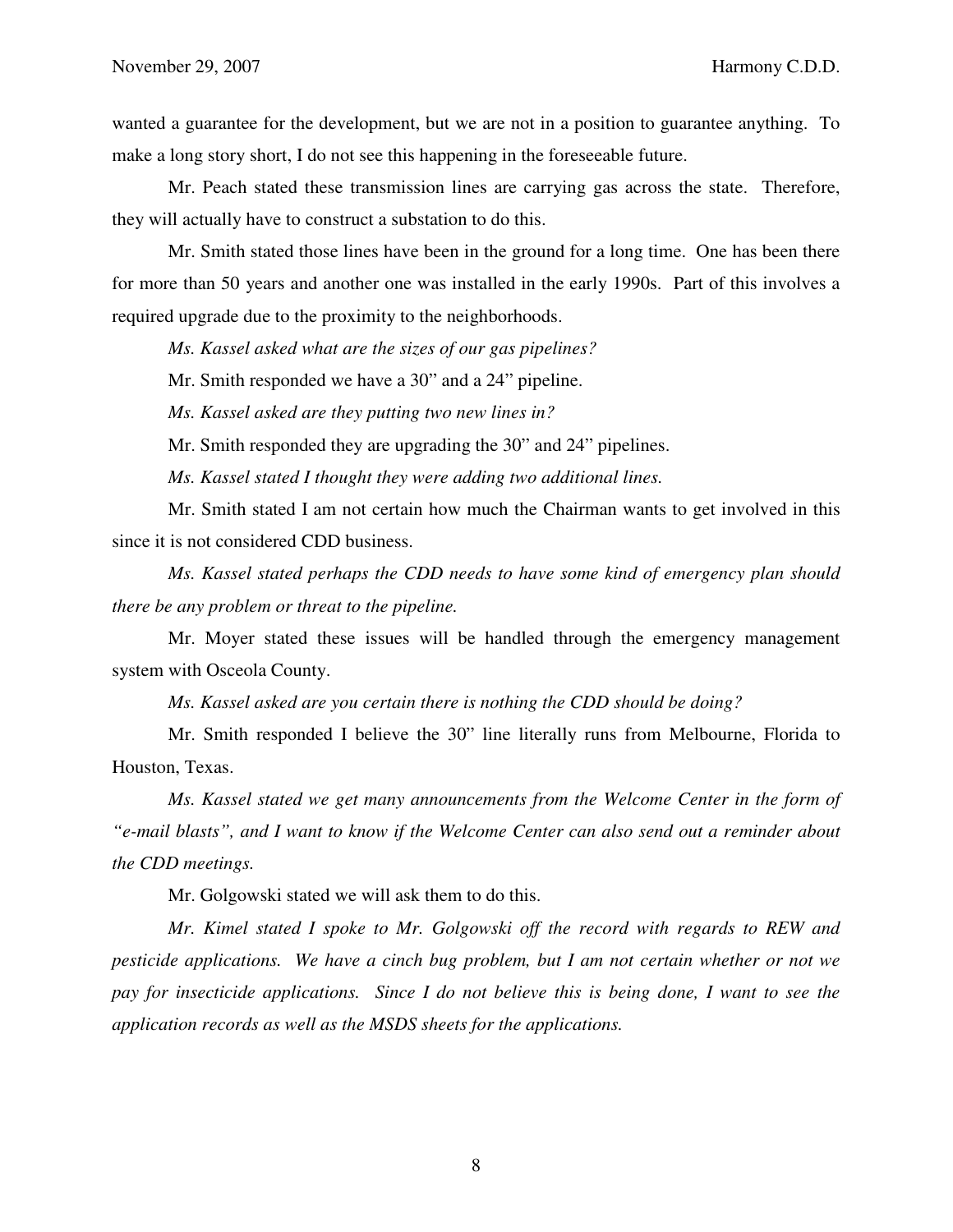wanted a guarantee for the development, but we are not in a position to guarantee anything. To make a long story short, I do not see this happening in the foreseeable future.

Mr. Peach stated these transmission lines are carrying gas across the state. Therefore, they will actually have to construct a substation to do this.

Mr. Smith stated those lines have been in the ground for a long time. One has been there for more than 50 years and another one was installed in the early 1990s. Part of this involves a required upgrade due to the proximity to the neighborhoods.

*Ms. Kassel asked what are the sizes of our gas pipelines?*

Mr. Smith responded we have a 30" and a 24" pipeline.

*Ms. Kassel asked are they putting two new lines in?*

Mr. Smith responded they are upgrading the 30" and 24" pipelines.

*Ms. Kassel stated I thought they were adding two additional lines.*

Mr. Smith stated I am not certain how much the Chairman wants to get involved in this since it is not considered CDD business.

*Ms. Kassel stated perhaps the CDD needs to have some kind of emergency plan should there be any problem or threat to the pipeline.*

Mr. Moyer stated these issues will be handled through the emergency management system with Osceola County.

*Ms. Kassel asked are you certain there is nothing the CDD should be doing?*

Mr. Smith responded I believe the 30" line literally runs from Melbourne, Florida to Houston, Texas.

*Ms. Kassel stated we get many announcements from the Welcome Center in the form of "e-mail blasts", and I want to know if the Welcome Center can also send out a reminder about the CDD meetings.*

Mr. Golgowski stated we will ask them to do this.

*Mr. Kimel stated I spoke to Mr. Golgowski off the record with regards to REW and pesticide applications. We have a cinch bug problem, but I am not certain whether or not we pay for insecticide applications. Since I do not believe this is being done, I want to see the application records as well as the MSDS sheets for the applications.*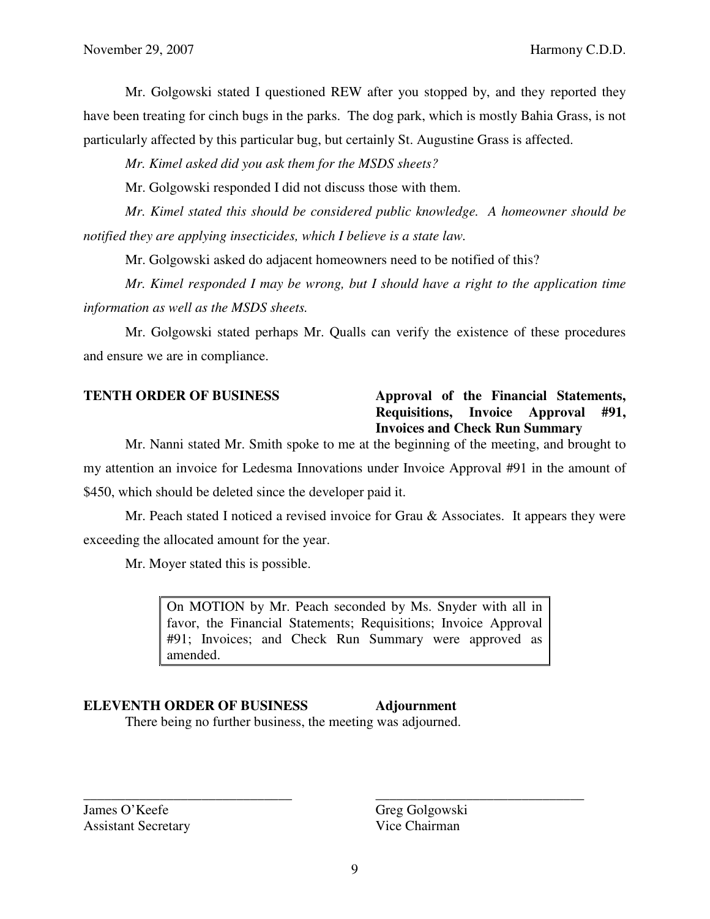Mr. Golgowski stated I questioned REW after you stopped by, and they reported they have been treating for cinch bugs in the parks. The dog park, which is mostly Bahia Grass, is not particularly affected by this particular bug, but certainly St. Augustine Grass is affected.

*Mr. Kimel asked did you ask them for the MSDS sheets?*

Mr. Golgowski responded I did not discuss those with them.

*Mr. Kimel stated this should be considered public knowledge. A homeowner should be notified they are applying insecticides, which I believe is a state law.*

Mr. Golgowski asked do adjacent homeowners need to be notified of this?

*Mr. Kimel responded I may be wrong, but I should have a right to the application time information as well as the MSDS sheets.*

Mr. Golgowski stated perhaps Mr. Qualls can verify the existence of these procedures and ensure we are in compliance.

**TENTH ORDER OF BUSINESS — Approval of the Financial Statements, Requisitions, Invoice Approval #91, Invoices and Check Run Summary**

Mr. Nanni stated Mr. Smith spoke to me at the beginning of the meeting, and brought to my attention an invoice for Ledesma Innovations under Invoice Approval #91 in the amount of $450, which should be deleted since the developer paid it.

Mr. Peach stated I noticed a revised invoice for Grau & Associates. It appears they were exceeding the allocated amount for the year.

Mr. Moyer stated this is possible.

> On MOTION by Mr. Peach seconded by Ms. Snyder with all in favor, the Financial Statements; Requisitions; Invoice Approval #91; Invoices; and Check Run Summary were approved as amended.

**ELEVENTH ORDER OF BUSINESS — Adjournment**

There being no further business, the meeting was adjourned.

| | |
|---|---|
| ______________________________ | ______________________________ |
| James O'Keefe | Greg Golgowski |
| Assistant Secretary | Vice Chairman |